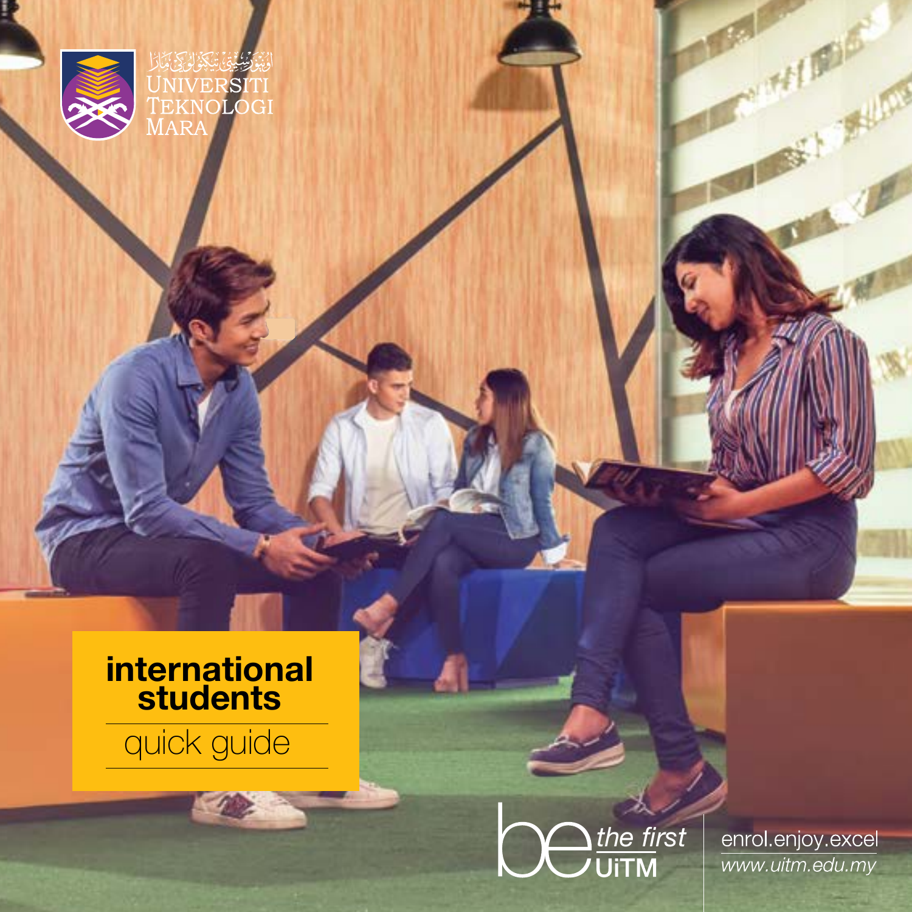اونيۏرسيتي تيكنولوݢي مارا

UNIVERSITI TEKNOLOGI MARA

# international students

## quick guide

be the first UiTM

enrol.enjoy.excel

www.uitm.edu.my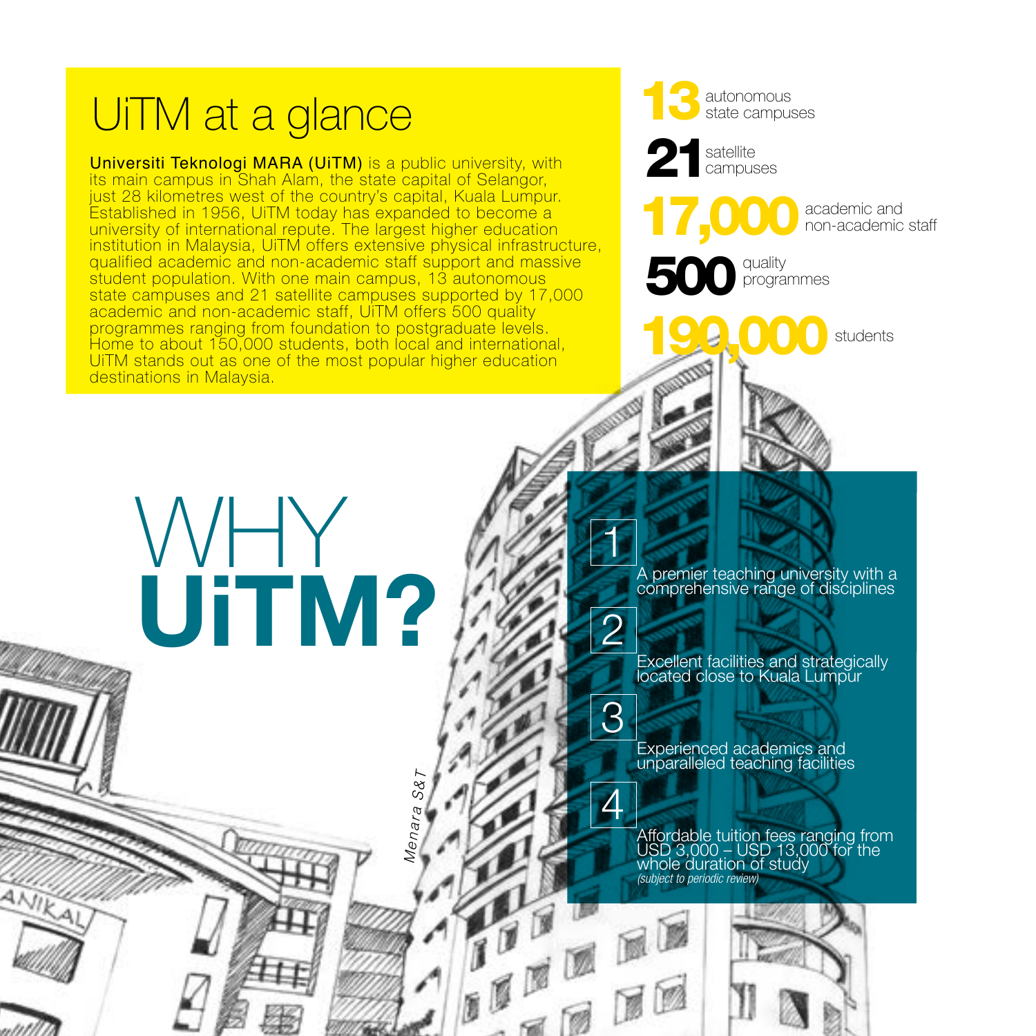# UiTM at a glance

**Universiti Teknologi MARA (UiTM)** is a public university, with its main campus in Shah Alam, the state capital of Selangor, just 28 kilometres west of the country's capital, Kuala Lumpur. Established in 1956, UiTM today has expanded to become a university of international repute. The largest higher education institution in Malaysia, UiTM offers extensive physical infrastructure, qualified academic and non-academic staff support and massive student population. With one main campus, 13 autonomous state campuses and 21 satellite campuses supported by 17,000 academic and non-academic staff, UiTM offers 500 quality programmes ranging from foundation to postgraduate levels. Home to about 150,000 students, both local and international, UiTM stands out as one of the most popular higher education destinations in Malaysia.

**13** autonomous state campuses

**21** satellite campuses

**17,000** academic and non-academic staff

**500** quality programmes

**190,000** students

# WHY **UiTM?**

1. A premier teaching university with a comprehensive range of disciplines
2. Excellent facilities and strategically located close to Kuala Lumpur
3. Experienced academics and unparalleled teaching facilities
4. Affordable tuition fees ranging from USD 3,000 – USD 13,000 for the whole duration of study *(subject to periodic review)*

*Menara S&T*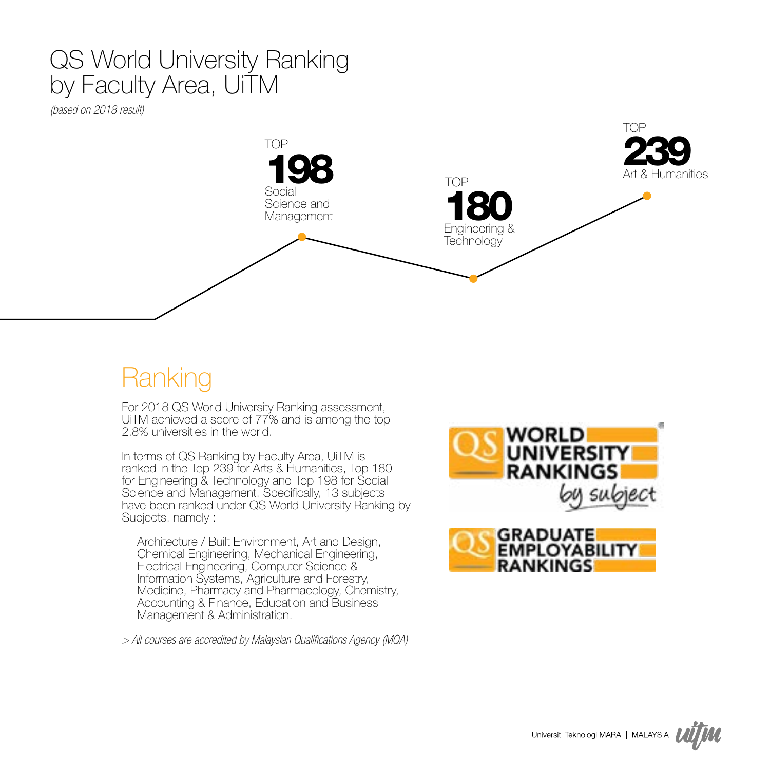# QS World University Ranking by Faculty Area, UiTM

*(based on 2018 result)*

TOP **198** Social Science and Management

TOP **180** Engineering & Technology

TOP **239** Art & Humanities

## Ranking

For 2018 QS World University Ranking assessment, UiTM achieved a score of 77% and is among the top 2.8% universities in the world.

In terms of QS Ranking by Faculty Area, UiTM is ranked in the Top 239 for Arts & Humanities, Top 180 for Engineering & Technology and Top 198 for Social Science and Management. Specifically, 13 subjects have been ranked under QS World University Ranking by Subjects, namely :

Architecture / Built Environment, Art and Design, Chemical Engineering, Mechanical Engineering, Electrical Engineering, Computer Science & Information Systems, Agriculture and Forestry, Medicine, Pharmacy and Pharmacology, Chemistry, Accounting & Finance, Education and Business Management & Administration.

*> All courses are accredited by Malaysian Qualifications Agency (MQA)*

QS WORLD UNIVERSITY RANKINGS by subject

QS GRADUATE EMPLOYABILITY RANKINGS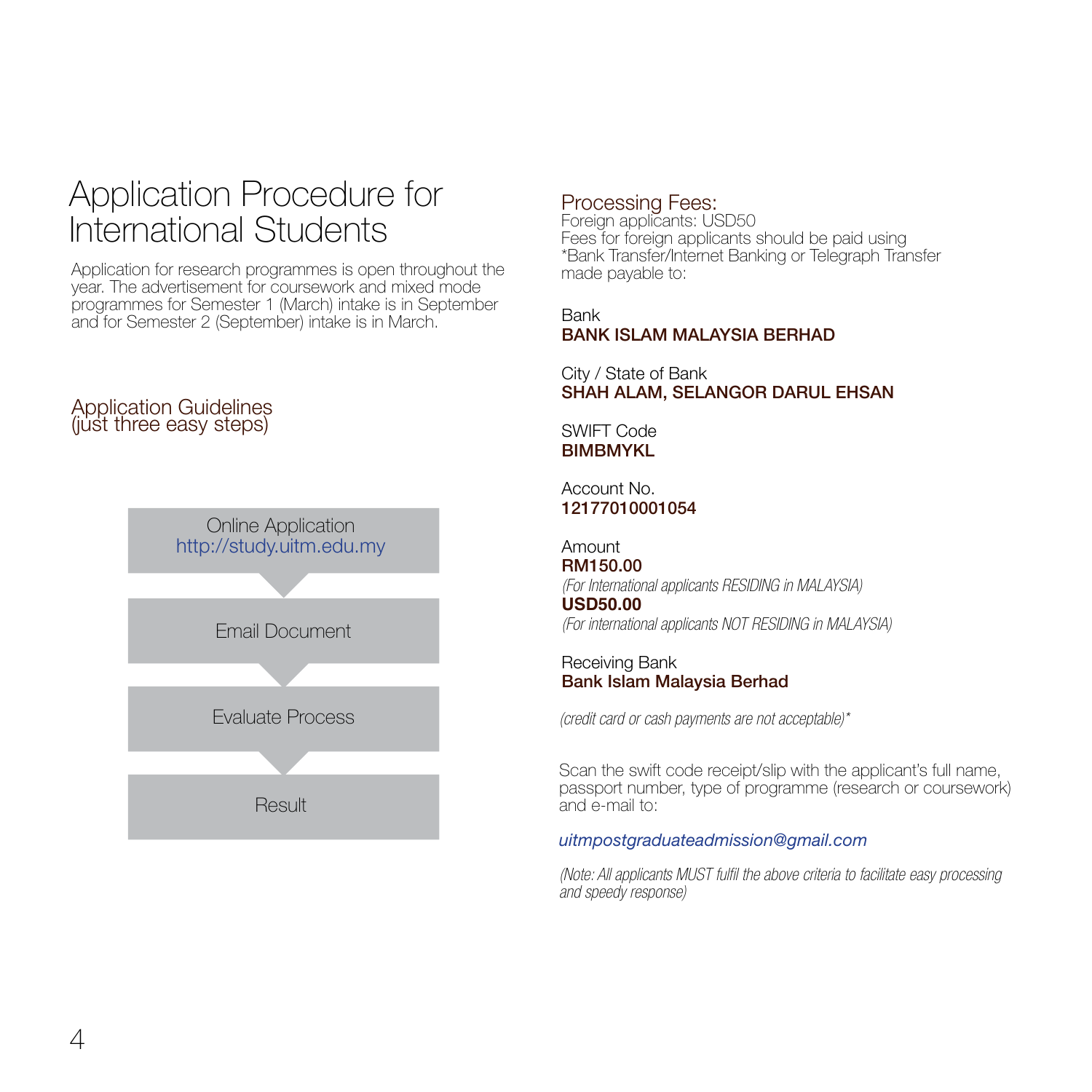# Application Procedure for International Students

Application for research programmes is open throughout the year. The advertisement for coursework and mixed mode programmes for Semester 1 (March) intake is in September and for Semester 2 (September) intake is in March.

## Application Guidelines
(just three easy steps)

1. Online Application
   http://study.uitm.edu.my
2. Email Document
3. Evaluate Process
4. Result

## Processing Fees:

Foreign applicants: USD50
Fees for foreign applicants should be paid using *Bank Transfer/Internet Banking or Telegraph Transfer made payable to:

Bank
**BANK ISLAM MALAYSIA BERHAD**

City / State of Bank
**SHAH ALAM, SELANGOR DARUL EHSAN**

SWIFT Code
**BIMBMYKL**

Account No.
**12177010001054**

Amount
**RM150.00**
*(For International applicants RESIDING in MALAYSIA)*
**USD50.00**
*(For international applicants NOT RESIDING in MALAYSIA)*

Receiving Bank
**Bank Islam Malaysia Berhad**

*(credit card or cash payments are not acceptable)**

Scan the swift code receipt/slip with the applicant's full name, passport number, type of programme (research or coursework) and e-mail to:

*uitmpostgraduateadmission@gmail.com*

*(Note: All applicants MUST fulfil the above criteria to facilitate easy processing and speedy response)*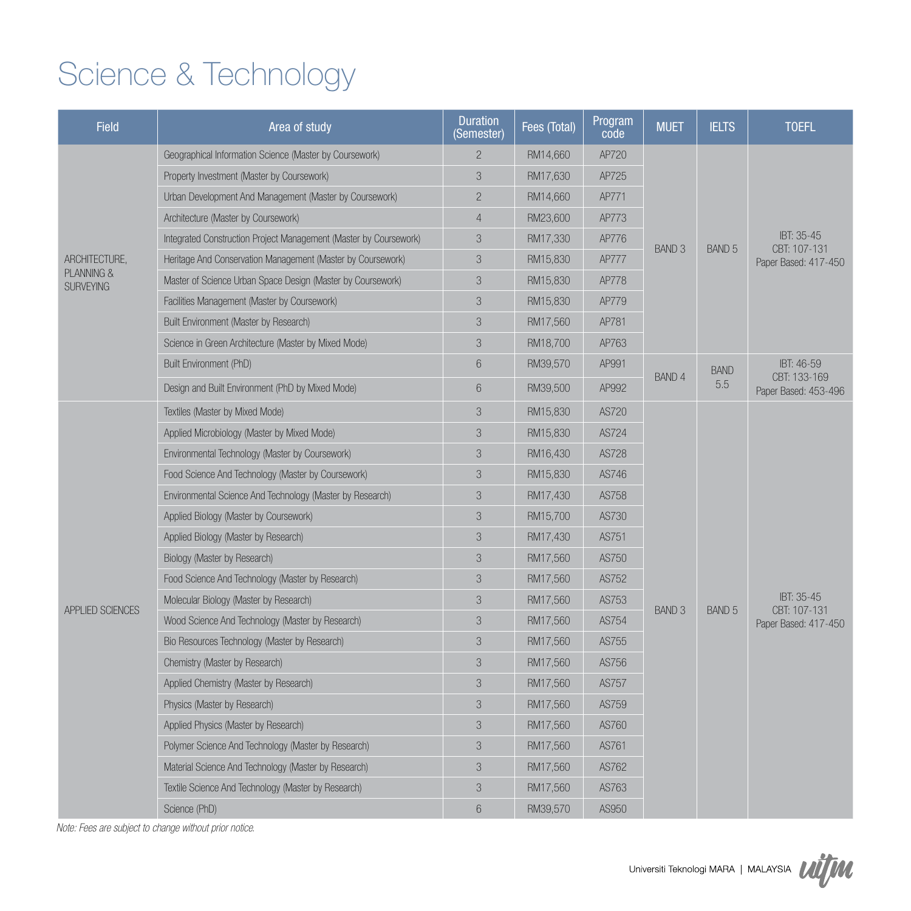# Science & Technology

| Field | Area of study | Duration (Semester) | Fees (Total) | Program code | MUET | IELTS | TOEFL |
|---|---|---|---|---|---|---|---|
| ARCHITECTURE, PLANNING & SURVEYING | Geographical Information Science (Master by Coursework) | 2 | RM14,660 | AP720 | BAND 3 | BAND 5 | IBT: 35-45 CBT: 107-131 Paper Based: 417-450 |
| | Property Investment (Master by Coursework) | 3 | RM17,630 | AP725 | | | |
| | Urban Development And Management (Master by Coursework) | 2 | RM14,660 | AP771 | | | |
| | Architecture (Master by Coursework) | 4 | RM23,600 | AP773 | | | |
| | Integrated Construction Project Management (Master by Coursework) | 3 | RM17,330 | AP776 | | | |
| | Heritage And Conservation Management (Master by Coursework) | 3 | RM15,830 | AP777 | | | |
| | Master of Science Urban Space Design (Master by Coursework) | 3 | RM15,830 | AP778 | | | |
| | Facilities Management (Master by Coursework) | 3 | RM15,830 | AP779 | | | |
| | Built Environment (Master by Research) | 3 | RM17,560 | AP781 | | | |
| | Science in Green Architecture (Master by Mixed Mode) | 3 | RM18,700 | AP763 | | | |
| | Built Environment (PhD) | 6 | RM39,570 | AP991 | BAND 4 | BAND 5.5 | IBT: 46-59 CBT: 133-169 Paper Based: 453-496 |
| | Design and Built Environment (PhD by Mixed Mode) | 6 | RM39,500 | AP992 | | | |
| APPLIED SCIENCES | Textiles (Master by Mixed Mode) | 3 | RM15,830 | AS720 | BAND 3 | BAND 5 | IBT: 35-45 CBT: 107-131 Paper Based: 417-450 |
| | Applied Microbiology (Master by Mixed Mode) | 3 | RM15,830 | AS724 | | | |
| | Environmental Technology (Master by Coursework) | 3 | RM16,430 | AS728 | | | |
| | Food Science And Technology (Master by Coursework) | 3 | RM15,830 | AS746 | | | |
| | Environmental Science And Technology (Master by Research) | 3 | RM17,430 | AS758 | | | |
| | Applied Biology (Master by Coursework) | 3 | RM15,700 | AS730 | | | |
| | Applied Biology (Master by Research) | 3 | RM17,430 | AS751 | | | |
| | Biology (Master by Research) | 3 | RM17,560 | AS750 | | | |
| | Food Science And Technology (Master by Research) | 3 | RM17,560 | AS752 | | | |
| | Molecular Biology (Master by Research) | 3 | RM17,560 | AS753 | | | |
| | Wood Science And Technology (Master by Research) | 3 | RM17,560 | AS754 | | | |
| | Bio Resources Technology (Master by Research) | 3 | RM17,560 | AS755 | | | |
| | Chemistry (Master by Research) | 3 | RM17,560 | AS756 | | | |
| | Applied Chemistry (Master by Research) | 3 | RM17,560 | AS757 | | | |
| | Physics (Master by Research) | 3 | RM17,560 | AS759 | | | |
| | Applied Physics (Master by Research) | 3 | RM17,560 | AS760 | | | |
| | Polymer Science And Technology (Master by Research) | 3 | RM17,560 | AS761 | | | |
| | Material Science And Technology (Master by Research) | 3 | RM17,560 | AS762 | | | |
| | Textile Science And Technology (Master by Research) | 3 | RM17,560 | AS763 | | | |
| | Science (PhD) | 6 | RM39,570 | AS950 | | | |

*Note: Fees are subject to change without prior notice.*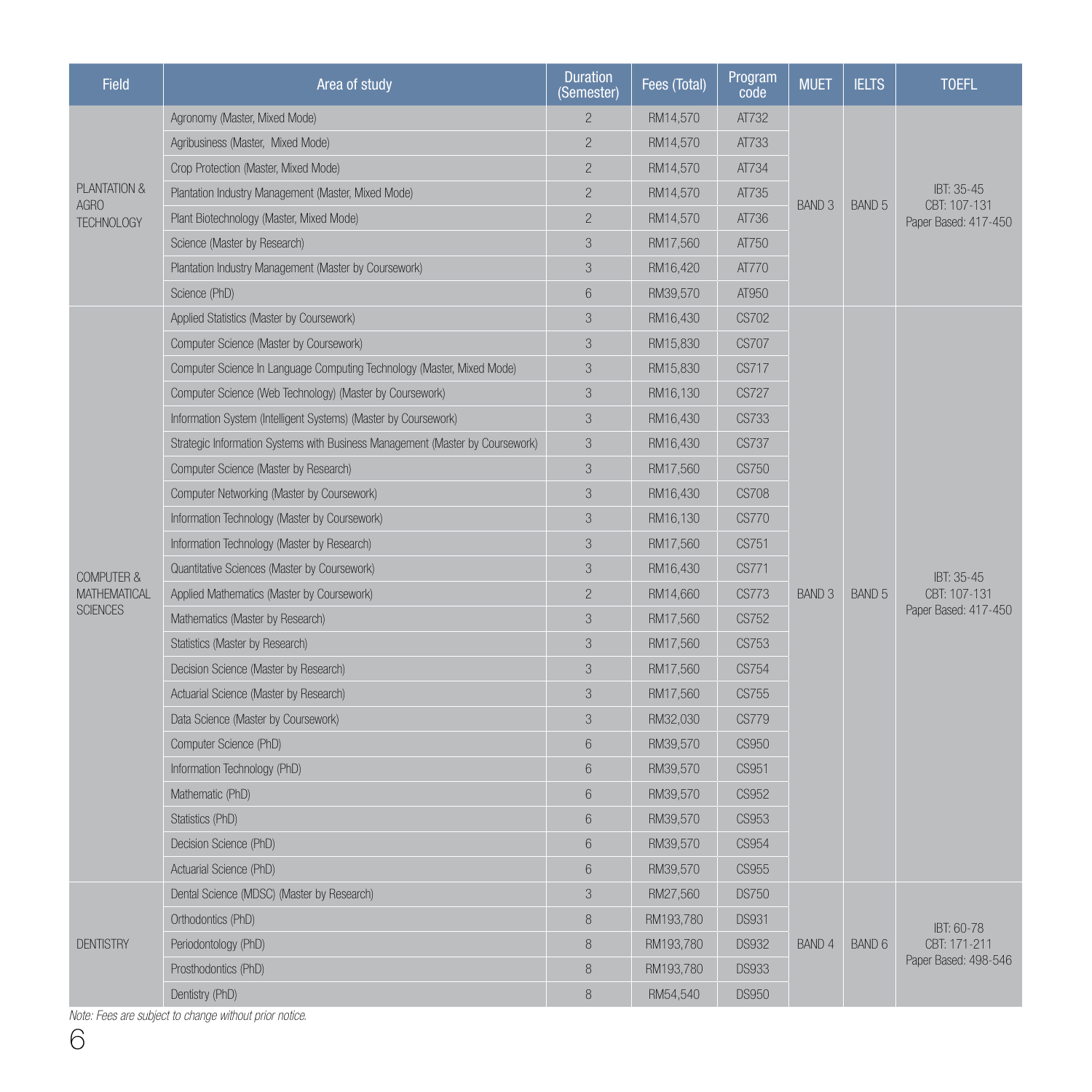| Field | Area of study | Duration (Semester) | Fees (Total) | Program code | MUET | IELTS | TOEFL |
|---|---|---|---|---|---|---|---|
| PLANTATION & AGRO TECHNOLOGY | Agronomy (Master, Mixed Mode) | 2 | RM14,570 | AT732 | BAND 3 | BAND 5 | IBT: 35-45 CBT: 107-131 Paper Based: 417-450 |
| | Agribusiness (Master, Mixed Mode) | 2 | RM14,570 | AT733 | | | |
| | Crop Protection (Master, Mixed Mode) | 2 | RM14,570 | AT734 | | | |
| | Plantation Industry Management (Master, Mixed Mode) | 2 | RM14,570 | AT735 | | | |
| | Plant Biotechnology (Master, Mixed Mode) | 2 | RM14,570 | AT736 | | | |
| | Science (Master by Research) | 3 | RM17,560 | AT750 | | | |
| | Plantation Industry Management (Master by Coursework) | 3 | RM16,420 | AT770 | | | |
| | Science (PhD) | 6 | RM39,570 | AT950 | | | |
| COMPUTER & MATHEMATICAL SCIENCES | Applied Statistics (Master by Coursework) | 3 | RM16,430 | CS702 | BAND 3 | BAND 5 | IBT: 35-45 CBT: 107-131 Paper Based: 417-450 |
| | Computer Science (Master by Coursework) | 3 | RM15,830 | CS707 | | | |
| | Computer Science In Language Computing Technology (Master, Mixed Mode) | 3 | RM15,830 | CS717 | | | |
| | Computer Science (Web Technology) (Master by Coursework) | 3 | RM16,130 | CS727 | | | |
| | Information System (Intelligent Systems) (Master by Coursework) | 3 | RM16,430 | CS733 | | | |
| | Strategic Information Systems with Business Management (Master by Coursework) | 3 | RM16,430 | CS737 | | | |
| | Computer Science (Master by Research) | 3 | RM17,560 | CS750 | | | |
| | Computer Networking (Master by Coursework) | 3 | RM16,430 | CS708 | | | |
| | Information Technology (Master by Coursework) | 3 | RM16,130 | CS770 | | | |
| | Information Technology (Master by Research) | 3 | RM17,560 | CS751 | | | |
| | Quantitative Sciences (Master by Coursework) | 3 | RM16,430 | CS771 | | | |
| | Applied Mathematics (Master by Coursework) | 2 | RM14,660 | CS773 | | | |
| | Mathematics (Master by Research) | 3 | RM17,560 | CS752 | | | |
| | Statistics (Master by Research) | 3 | RM17,560 | CS753 | | | |
| | Decision Science (Master by Research) | 3 | RM17,560 | CS754 | | | |
| | Actuarial Science (Master by Research) | 3 | RM17,560 | CS755 | | | |
| | Data Science (Master by Coursework) | 3 | RM32,030 | CS779 | | | |
| | Computer Science (PhD) | 6 | RM39,570 | CS950 | | | |
| | Information Technology (PhD) | 6 | RM39,570 | CS951 | | | |
| | Mathematic (PhD) | 6 | RM39,570 | CS952 | | | |
| | Statistics (PhD) | 6 | RM39,570 | CS953 | | | |
| | Decision Science (PhD) | 6 | RM39,570 | CS954 | | | |
| | Actuarial Science (PhD) | 6 | RM39,570 | CS955 | | | |
| DENTISTRY | Dental Science (MDSC) (Master by Research) | 3 | RM27,560 | DS750 | BAND 4 | BAND 6 | IBT: 60-78 CBT: 171-211 Paper Based: 498-546 |
| | Orthodontics (PhD) | 8 | RM193,780 | DS931 | | | |
| | Periodontology (PhD) | 8 | RM193,780 | DS932 | | | |
| | Prosthodontics (PhD) | 8 | RM193,780 | DS933 | | | |
| | Dentistry (PhD) | 8 | RM54,540 | DS950 | | | |

*Note: Fees are subject to change without prior notice.*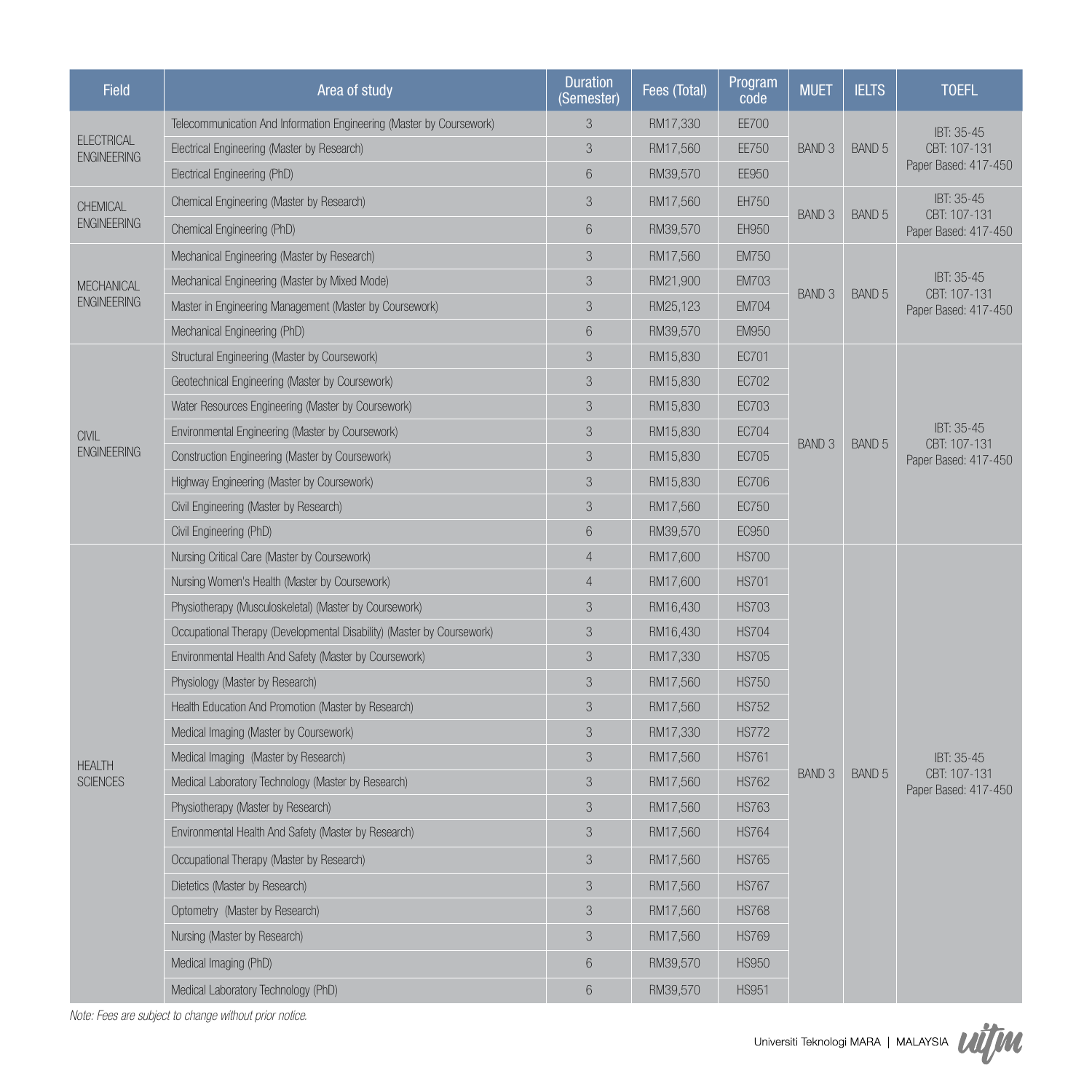| Field | Area of study | Duration (Semester) | Fees (Total) | Program code | MUET | IELTS | TOEFL |
|---|---|---|---|---|---|---|---|
| ELECTRICAL ENGINEERING | Telecommunication And Information Engineering (Master by Coursework) | 3 | RM17,330 | EE700 | BAND 3 | BAND 5 | IBT: 35-45 CBT: 107-131 Paper Based: 417-450 |
| | Electrical Engineering (Master by Research) | 3 | RM17,560 | EE750 | | | |
| | Electrical Engineering (PhD) | 6 | RM39,570 | EE950 | | | |
| CHEMICAL ENGINEERING | Chemical Engineering (Master by Research) | 3 | RM17,560 | EH750 | BAND 3 | BAND 5 | IBT: 35-45 CBT: 107-131 Paper Based: 417-450 |
| | Chemical Engineering (PhD) | 6 | RM39,570 | EH950 | | | |
| MECHANICAL ENGINEERING | Mechanical Engineering (Master by Research) | 3 | RM17,560 | EM750 | BAND 3 | BAND 5 | IBT: 35-45 CBT: 107-131 Paper Based: 417-450 |
| | Mechanical Engineering (Master by Mixed Mode) | 3 | RM21,900 | EM703 | | | |
| | Master in Engineering Management (Master by Coursework) | 3 | RM25,123 | EM704 | | | |
| | Mechanical Engineering (PhD) | 6 | RM39,570 | EM950 | | | |
| CIVIL ENGINEERING | Structural Engineering (Master by Coursework) | 3 | RM15,830 | EC701 | BAND 3 | BAND 5 | IBT: 35-45 CBT: 107-131 Paper Based: 417-450 |
| | Geotechnical Engineering (Master by Coursework) | 3 | RM15,830 | EC702 | | | |
| | Water Resources Engineering (Master by Coursework) | 3 | RM15,830 | EC703 | | | |
| | Environmental Engineering (Master by Coursework) | 3 | RM15,830 | EC704 | | | |
| | Construction Engineering (Master by Coursework) | 3 | RM15,830 | EC705 | | | |
| | Highway Engineering (Master by Coursework) | 3 | RM15,830 | EC706 | | | |
| | Civil Engineering (Master by Research) | 3 | RM17,560 | EC750 | | | |
| | Civil Engineering (PhD) | 6 | RM39,570 | EC950 | | | |
| HEALTH SCIENCES | Nursing Critical Care (Master by Coursework) | 4 | RM17,600 | HS700 | BAND 3 | BAND 5 | IBT: 35-45 CBT: 107-131 Paper Based: 417-450 |
| | Nursing Women's Health (Master by Coursework) | 4 | RM17,600 | HS701 | | | |
| | Physiotherapy (Musculoskeletal) (Master by Coursework) | 3 | RM16,430 | HS703 | | | |
| | Occupational Therapy (Developmental Disability) (Master by Coursework) | 3 | RM16,430 | HS704 | | | |
| | Environmental Health And Safety (Master by Coursework) | 3 | RM17,330 | HS705 | | | |
| | Physiology (Master by Research) | 3 | RM17,560 | HS750 | | | |
| | Health Education And Promotion (Master by Research) | 3 | RM17,560 | HS752 | | | |
| | Medical Imaging (Master by Coursework) | 3 | RM17,330 | HS772 | | | |
| | Medical Imaging (Master by Research) | 3 | RM17,560 | HS761 | | | |
| | Medical Laboratory Technology (Master by Research) | 3 | RM17,560 | HS762 | | | |
| | Physiotherapy (Master by Research) | 3 | RM17,560 | HS763 | | | |
| | Environmental Health And Safety (Master by Research) | 3 | RM17,560 | HS764 | | | |
| | Occupational Therapy (Master by Research) | 3 | RM17,560 | HS765 | | | |
| | Dietetics (Master by Research) | 3 | RM17,560 | HS767 | | | |
| | Optometry (Master by Research) | 3 | RM17,560 | HS768 | | | |
| | Nursing (Master by Research) | 3 | RM17,560 | HS769 | | | |
| | Medical Imaging (PhD) | 6 | RM39,570 | HS950 | | | |
| | Medical Laboratory Technology (PhD) | 6 | RM39,570 | HS951 | | | |

*Note: Fees are subject to change without prior notice.*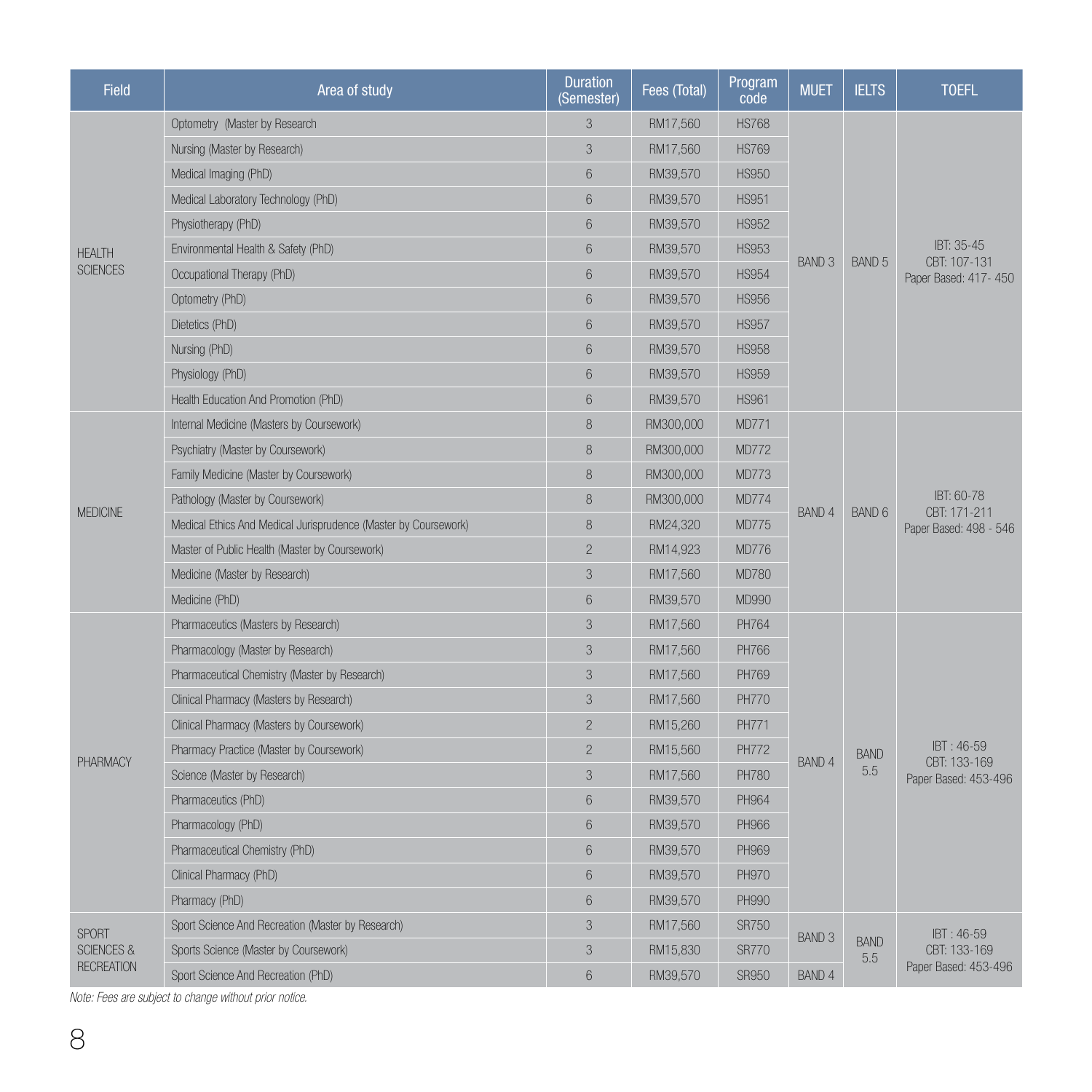| Field | Area of study | Duration (Semester) | Fees (Total) | Program code | MUET | IELTS | TOEFL |
|---|---|---|---|---|---|---|---|
| HEALTH SCIENCES | Optometry (Master by Research | 3 | RM17,560 | HS768 | BAND 3 | BAND 5 | IBT: 35-45<br>CBT: 107-131<br>Paper Based: 417- 450 |
| | Nursing (Master by Research) | 3 | RM17,560 | HS769 | | | |
| | Medical Imaging (PhD) | 6 | RM39,570 | HS950 | | | |
| | Medical Laboratory Technology (PhD) | 6 | RM39,570 | HS951 | | | |
| | Physiotherapy (PhD) | 6 | RM39,570 | HS952 | | | |
| | Environmental Health & Safety (PhD) | 6 | RM39,570 | HS953 | | | |
| | Occupational Therapy (PhD) | 6 | RM39,570 | HS954 | | | |
| | Optometry (PhD) | 6 | RM39,570 | HS956 | | | |
| | Dietetics (PhD) | 6 | RM39,570 | HS957 | | | |
| | Nursing (PhD) | 6 | RM39,570 | HS958 | | | |
| | Physiology (PhD) | 6 | RM39,570 | HS959 | | | |
| | Health Education And Promotion (PhD) | 6 | RM39,570 | HS961 | | | |
| MEDICINE | Internal Medicine (Masters by Coursework) | 8 | RM300,000 | MD771 | BAND 4 | BAND 6 | IBT: 60-78<br>CBT: 171-211<br>Paper Based: 498 - 546 |
| | Psychiatry (Master by Coursework) | 8 | RM300,000 | MD772 | | | |
| | Family Medicine (Master by Coursework) | 8 | RM300,000 | MD773 | | | |
| | Pathology (Master by Coursework) | 8 | RM300,000 | MD774 | | | |
| | Medical Ethics And Medical Jurisprudence (Master by Coursework) | 8 | RM24,320 | MD775 | | | |
| | Master of Public Health (Master by Coursework) | 2 | RM14,923 | MD776 | | | |
| | Medicine (Master by Research) | 3 | RM17,560 | MD780 | | | |
| | Medicine (PhD) | 6 | RM39,570 | MD990 | | | |
| PHARMACY | Pharmaceutics (Masters by Research) | 3 | RM17,560 | PH764 | BAND 4 | BAND 5.5 | IBT : 46-59<br>CBT: 133-169<br>Paper Based: 453-496 |
| | Pharmacology (Master by Research) | 3 | RM17,560 | PH766 | | | |
| | Pharmaceutical Chemistry (Master by Research) | 3 | RM17,560 | PH769 | | | |
| | Clinical Pharmacy (Masters by Research) | 3 | RM17,560 | PH770 | | | |
| | Clinical Pharmacy (Masters by Coursework) | 2 | RM15,260 | PH771 | | | |
| | Pharmacy Practice (Master by Coursework) | 2 | RM15,560 | PH772 | | | |
| | Science (Master by Research) | 3 | RM17,560 | PH780 | | | |
| | Pharmaceutics (PhD) | 6 | RM39,570 | PH964 | | | |
| | Pharmacology (PhD) | 6 | RM39,570 | PH966 | | | |
| | Pharmaceutical Chemistry (PhD) | 6 | RM39,570 | PH969 | | | |
| | Clinical Pharmacy (PhD) | 6 | RM39,570 | PH970 | | | |
| | Pharmacy (PhD) | 6 | RM39,570 | PH990 | | | |
| SPORT SCIENCES & RECREATION | Sport Science And Recreation (Master by Research) | 3 | RM17,560 | SR750 | BAND 3 | BAND 5.5 | IBT : 46-59<br>CBT: 133-169<br>Paper Based: 453-496 |
| | Sports Science (Master by Coursework) | 3 | RM15,830 | SR770 | | | |
| | Sport Science And Recreation (PhD) | 6 | RM39,570 | SR950 | BAND 4 | | |

*Note: Fees are subject to change without prior notice.*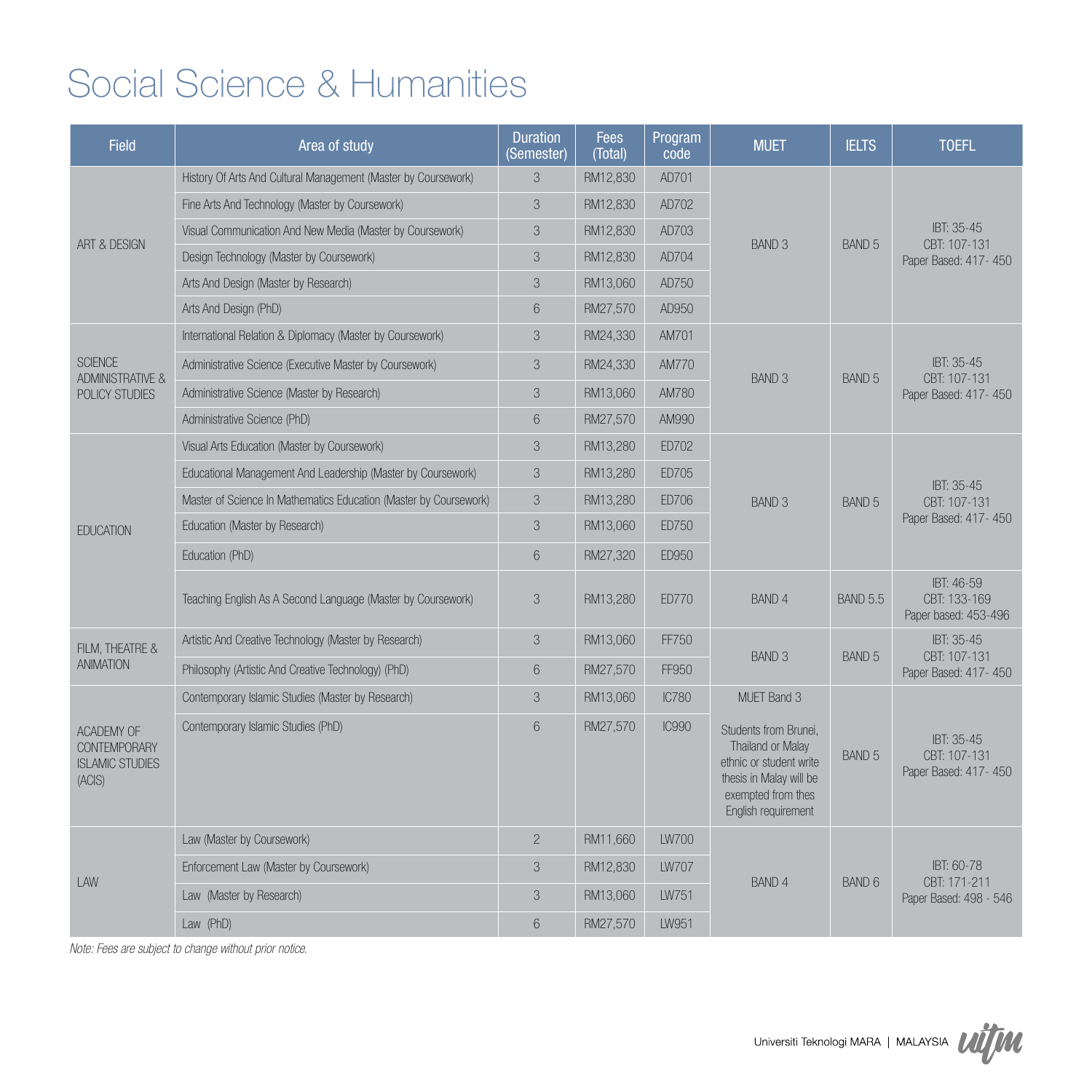# Social Science & Humanities

| Field | Area of study | Duration (Semester) | Fees (Total) | Program code | MUET | IELTS | TOEFL |
|---|---|---|---|---|---|---|---|
| ART & DESIGN | History Of Arts And Cultural Management (Master by Coursework) | 3 | RM12,830 | AD701 | BAND 3 | BAND 5 | IBT: 35-45 CBT: 107-131 Paper Based: 417- 450 |
| | Fine Arts And Technology (Master by Coursework) | 3 | RM12,830 | AD702 | | | |
| | Visual Communication And New Media (Master by Coursework) | 3 | RM12,830 | AD703 | | | |
| | Design Technology (Master by Coursework) | 3 | RM12,830 | AD704 | | | |
| | Arts And Design (Master by Research) | 3 | RM13,060 | AD750 | | | |
| | Arts And Design (PhD) | 6 | RM27,570 | AD950 | | | |
| SCIENCE ADMINISTRATIVE & POLICY STUDIES | International Relation & Diplomacy (Master by Coursework) | 3 | RM24,330 | AM701 | BAND 3 | BAND 5 | IBT: 35-45 CBT: 107-131 Paper Based: 417- 450 |
| | Administrative Science (Executive Master by Coursework) | 3 | RM24,330 | AM770 | | | |
| | Administrative Science (Master by Research) | 3 | RM13,060 | AM780 | | | |
| | Administrative Science (PhD) | 6 | RM27,570 | AM990 | | | |
| EDUCATION | Visual Arts Education (Master by Coursework) | 3 | RM13,280 | ED702 | BAND 3 | BAND 5 | IBT: 35-45 CBT: 107-131 Paper Based: 417- 450 |
| | Educational Management And Leadership (Master by Coursework) | 3 | RM13,280 | ED705 | | | |
| | Master of Science In Mathematics Education (Master by Coursework) | 3 | RM13,280 | ED706 | | | |
| | Education (Master by Research) | 3 | RM13,060 | ED750 | | | |
| | Education (PhD) | 6 | RM27,320 | ED950 | | | |
| | Teaching English As A Second Language (Master by Coursework) | 3 | RM13,280 | ED770 | BAND 4 | BAND 5.5 | IBT: 46-59 CBT: 133-169 Paper based: 453-496 |
| FILM, THEATRE & ANIMATION | Artistic And Creative Technology (Master by Research) | 3 | RM13,060 | FF750 | BAND 3 | BAND 5 | IBT: 35-45 CBT: 107-131 Paper Based: 417- 450 |
| | Philosophy (Artistic And Creative Technology) (PhD) | 6 | RM27,570 | FF950 | | | |
| ACADEMY OF CONTEMPORARY ISLAMIC STUDIES (ACIS) | Contemporary Islamic Studies (Master by Research) | 3 | RM13,060 | IC780 | MUET Band 3 | BAND 5 | IBT: 35-45 CBT: 107-131 Paper Based: 417- 450 |
| | Contemporary Islamic Studies (PhD) | 6 | RM27,570 | IC990 | Students from Brunei, Thailand or Malay ethnic or student write thesis in Malay will be exempted from thes English requirement | | |
| LAW | Law (Master by Coursework) | 2 | RM11,660 | LW700 | BAND 4 | BAND 6 | IBT: 60-78 CBT: 171-211 Paper Based: 498 - 546 |
| | Enforcement Law (Master by Coursework) | 3 | RM12,830 | LW707 | | | |
| | Law (Master by Research) | 3 | RM13,060 | LW751 | | | |
| | Law (PhD) | 6 | RM27,570 | LW951 | | | |

*Note: Fees are subject to change without prior notice.*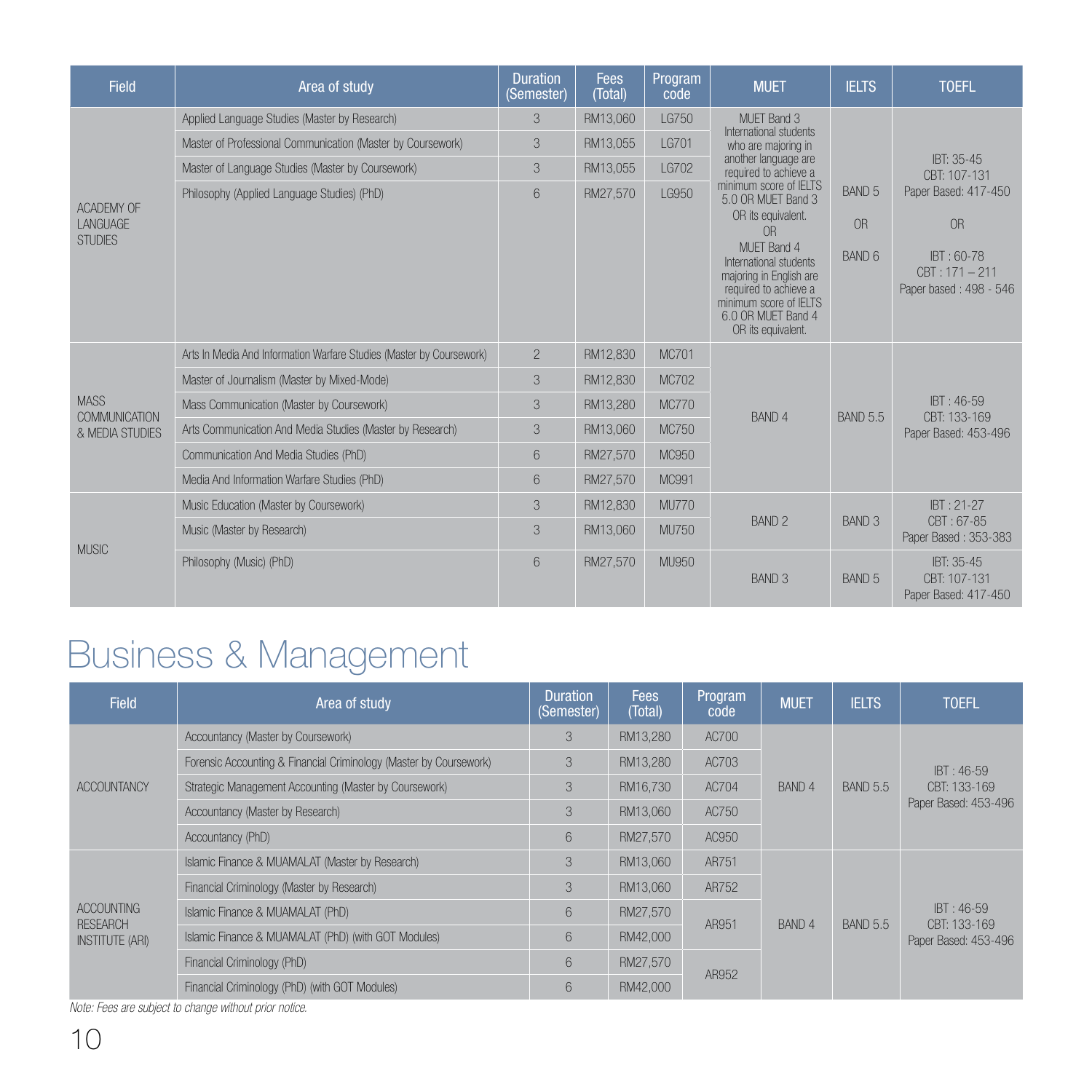| Field | Area of study | Duration (Semester) | Fees (Total) | Program code | MUET | IELTS | TOEFL |
|---|---|---|---|---|---|---|---|
| ACADEMY OF LANGUAGE STUDIES | Applied Language Studies (Master by Research) | 3 | RM13,060 | LG750 | MUET Band 3 International students who are majoring in another language are required to achieve a minimum score of IELTS 5.0 OR MUET Band 3 OR its equivalent. OR MUET Band 4 International students majoring in English are required to achieve a minimum score of IELTS 6.0 OR MUET Band 4 OR its equivalent. | BAND 5 OR BAND 6 | IBT: 35-45 CBT: 107-131 Paper Based: 417-450 OR IBT : 60-78 CBT : 171 – 211 Paper based : 498 - 546 |
| | Master of Professional Communication (Master by Coursework) | 3 | RM13,055 | LG701 | | | |
| | Master of Language Studies (Master by Coursework) | 3 | RM13,055 | LG702 | | | |
| | Philosophy (Applied Language Studies) (PhD) | 6 | RM27,570 | LG950 | | | |
| MASS COMMUNICATION & MEDIA STUDIES | Arts In Media And Information Warfare Studies (Master by Coursework) | 2 | RM12,830 | MC701 | BAND 4 | BAND 5.5 | IBT : 46-59 CBT: 133-169 Paper Based: 453-496 |
| | Master of Journalism (Master by Mixed-Mode) | 3 | RM12,830 | MC702 | | | |
| | Mass Communication (Master by Coursework) | 3 | RM13,280 | MC770 | | | |
| | Arts Communication And Media Studies (Master by Research) | 3 | RM13,060 | MC750 | | | |
| | Communication And Media Studies (PhD) | 6 | RM27,570 | MC950 | | | |
| | Media And Information Warfare Studies (PhD) | 6 | RM27,570 | MC991 | | | |
| MUSIC | Music Education (Master by Coursework) | 3 | RM12,830 | MU770 | BAND 2 | BAND 3 | IBT : 21-27 CBT : 67-85 Paper Based : 353-383 |
| | Music (Master by Research) | 3 | RM13,060 | MU750 | | | |
| | Philosophy (Music) (PhD) | 6 | RM27,570 | MU950 | BAND 3 | BAND 5 | IBT: 35-45 CBT: 107-131 Paper Based: 417-450 |

# Business & Management

| Field | Area of study | Duration (Semester) | Fees (Total) | Program code | MUET | IELTS | TOEFL |
|---|---|---|---|---|---|---|---|
| ACCOUNTANCY | Accountancy (Master by Coursework) | 3 | RM13,280 | AC700 | BAND 4 | BAND 5.5 | IBT : 46-59 CBT: 133-169 Paper Based: 453-496 |
| | Forensic Accounting & Financial Criminology (Master by Coursework) | 3 | RM13,280 | AC703 | | | |
| | Strategic Management Accounting (Master by Coursework) | 3 | RM16,730 | AC704 | | | |
| | Accountancy (Master by Research) | 3 | RM13,060 | AC750 | | | |
| | Accountancy (PhD) | 6 | RM27,570 | AC950 | | | |
| ACCOUNTING RESEARCH INSTITUTE (ARI) | Islamic Finance & MUAMALAT (Master by Research) | 3 | RM13,060 | AR751 | BAND 4 | BAND 5.5 | IBT : 46-59 CBT: 133-169 Paper Based: 453-496 |
| | Financial Criminology (Master by Research) | 3 | RM13,060 | AR752 | | | |
| | Islamic Finance & MUAMALAT (PhD) | 6 | RM27,570 | AR951 | | | |
| | Islamic Finance & MUAMALAT (PhD) (with GOT Modules) | 6 | RM42,000 | | | | |
| | Financial Criminology (PhD) | 6 | RM27,570 | AR952 | | | |
| | Financial Criminology (PhD) (with GOT Modules) | 6 | RM42,000 | | | | |

*Note: Fees are subject to change without prior notice.*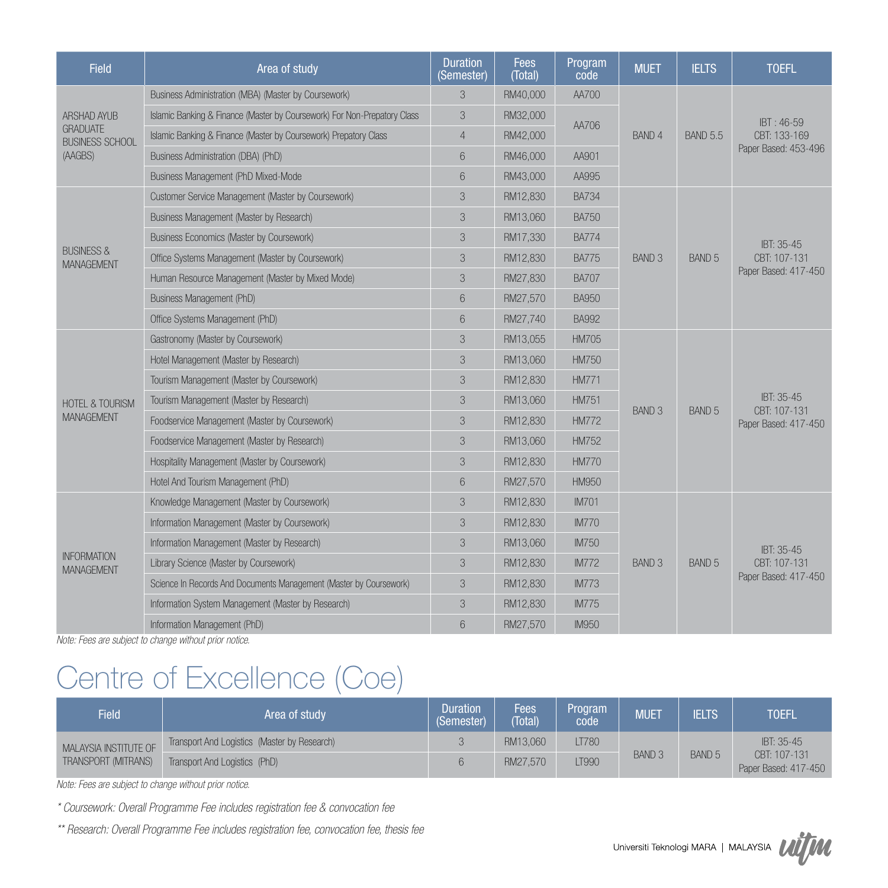| Field | Area of study | Duration (Semester) | Fees (Total) | Program code | MUET | IELTS | TOEFL |
|---|---|---|---|---|---|---|---|
| ARSHAD AYUB GRADUATE BUSINESS SCHOOL (AAGBS) | Business Administration (MBA) (Master by Coursework) | 3 | RM40,000 | AA700 | BAND 4 | BAND 5.5 | IBT : 46-59 CBT: 133-169 Paper Based: 453-496 |
| | Islamic Banking & Finance (Master by Coursework) For Non-Prepatory Class | 3 | RM32,000 | AA706 | | | |
| | Islamic Banking & Finance (Master by Coursework) Prepatory Class | 4 | RM42,000 | | | | |
| | Business Administration (DBA) (PhD) | 6 | RM46,000 | AA901 | | | |
| | Business Management (PhD Mixed-Mode | 6 | RM43,000 | AA995 | | | |
| BUSINESS & MANAGEMENT | Customer Service Management (Master by Coursework) | 3 | RM12,830 | BA734 | BAND 3 | BAND 5 | IBT: 35-45 CBT: 107-131 Paper Based: 417-450 |
| | Business Management (Master by Research) | 3 | RM13,060 | BA750 | | | |
| | Business Economics (Master by Coursework) | 3 | RM17,330 | BA774 | | | |
| | Office Systems Management (Master by Coursework) | 3 | RM12,830 | BA775 | | | |
| | Human Resource Management (Master by Mixed Mode) | 3 | RM27,830 | BA707 | | | |
| | Business Management (PhD) | 6 | RM27,570 | BA950 | | | |
| | Office Systems Management (PhD) | 6 | RM27,740 | BA992 | | | |
| HOTEL & TOURISM MANAGEMENT | Gastronomy (Master by Coursework) | 3 | RM13,055 | HM705 | BAND 3 | BAND 5 | IBT: 35-45 CBT: 107-131 Paper Based: 417-450 |
| | Hotel Management (Master by Research) | 3 | RM13,060 | HM750 | | | |
| | Tourism Management (Master by Coursework) | 3 | RM12,830 | HM771 | | | |
| | Tourism Management (Master by Research) | 3 | RM13,060 | HM751 | | | |
| | Foodservice Management (Master by Coursework) | 3 | RM12,830 | HM772 | | | |
| | Foodservice Management (Master by Research) | 3 | RM13,060 | HM752 | | | |
| | Hospitality Management (Master by Coursework) | 3 | RM12,830 | HM770 | | | |
| | Hotel And Tourism Management (PhD) | 6 | RM27,570 | HM950 | | | |
| INFORMATION MANAGEMENT | Knowledge Management (Master by Coursework) | 3 | RM12,830 | IM701 | BAND 3 | BAND 5 | IBT: 35-45 CBT: 107-131 Paper Based: 417-450 |
| | Information Management (Master by Coursework) | 3 | RM12,830 | IM770 | | | |
| | Information Management (Master by Research) | 3 | RM13,060 | IM750 | | | |
| | Library Science (Master by Coursework) | 3 | RM12,830 | IM772 | | | |
| | Science In Records And Documents Management (Master by Coursework) | 3 | RM12,830 | IM773 | | | |
| | Information System Management (Master by Research) | 3 | RM12,830 | IM775 | | | |
| | Information Management (PhD) | 6 | RM27,570 | IM950 | | | |

*Note: Fees are subject to change without prior notice.*

# Centre of Excellence (Coe)

| Field | Area of study | Duration (Semester) | Fees (Total) | Program code | MUET | IELTS | TOEFL |
|---|---|---|---|---|---|---|---|
| MALAYSIA INSTITUTE OF TRANSPORT (MITRANS) | Transport And Logistics (Master by Research) | 3 | RM13,060 | LT780 | BAND 3 | BAND 5 | IBT: 35-45 CBT: 107-131 Paper Based: 417-450 |
| | Transport And Logistics (PhD) | 6 | RM27,570 | LT990 | | | |

*Note: Fees are subject to change without prior notice.*

*\* Coursework: Overall Programme Fee includes registration fee & convocation fee*

*\*\* Research: Overall Programme Fee includes registration fee, convocation fee, thesis fee*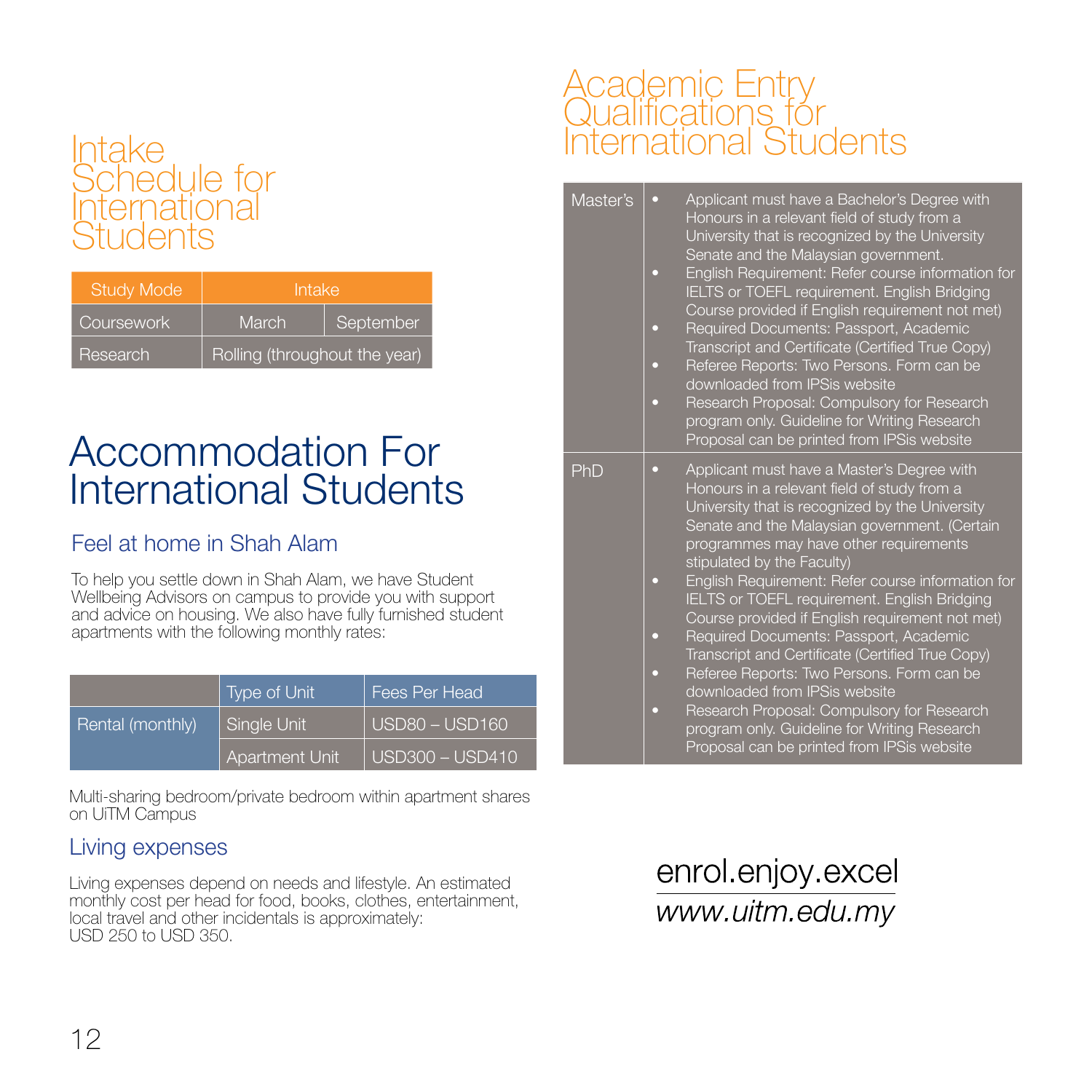# Intake Schedule for International Students

| Study Mode | Intake | |
|---|---|---|
| Coursework | March | September |
| Research | Rolling (throughout the year) | |

# Accommodation For International Students

## Feel at home in Shah Alam

To help you settle down in Shah Alam, we have Student Wellbeing Advisors on campus to provide you with support and advice on housing. We also have fully furnished student apartments with the following monthly rates:

| | Type of Unit | Fees Per Head |
|---|---|---|
| Rental (monthly) | Single Unit | USD80 – USD160 |
| | Apartment Unit | USD300 – USD410 |

Multi-sharing bedroom/private bedroom within apartment shares on UiTM Campus

## Living expenses

Living expenses depend on needs and lifestyle. An estimated monthly cost per head for food, books, clothes, entertainment, local travel and other incidentals is approximately: USD 250 to USD 350.

# Academic Entry Qualifications for International Students

| | |
|---|---|
| Master's | • Applicant must have a Bachelor's Degree with Honours in a relevant field of study from a University that is recognized by the University Senate and the Malaysian government.<br>• English Requirement: Refer course information for IELTS or TOEFL requirement. English Bridging Course provided if English requirement not met)<br>• Required Documents: Passport, Academic Transcript and Certificate (Certified True Copy)<br>• Referee Reports: Two Persons. Form can be downloaded from IPSis website<br>• Research Proposal: Compulsory for Research program only. Guideline for Writing Research Proposal can be printed from IPSis website |
| PhD | • Applicant must have a Master's Degree with Honours in a relevant field of study from a University that is recognized by the University Senate and the Malaysian government. (Certain programmes may have other requirements stipulated by the Faculty)<br>• English Requirement: Refer course information for IELTS or TOEFL requirement. English Bridging Course provided if English requirement not met)<br>• Required Documents: Passport, Academic Transcript and Certificate (Certified True Copy)<br>• Referee Reports: Two Persons. Form can be downloaded from IPSis website<br>• Research Proposal: Compulsory for Research program only. Guideline for Writing Research Proposal can be printed from IPSis website |

enrol.enjoy.excel

*www.uitm.edu.my*